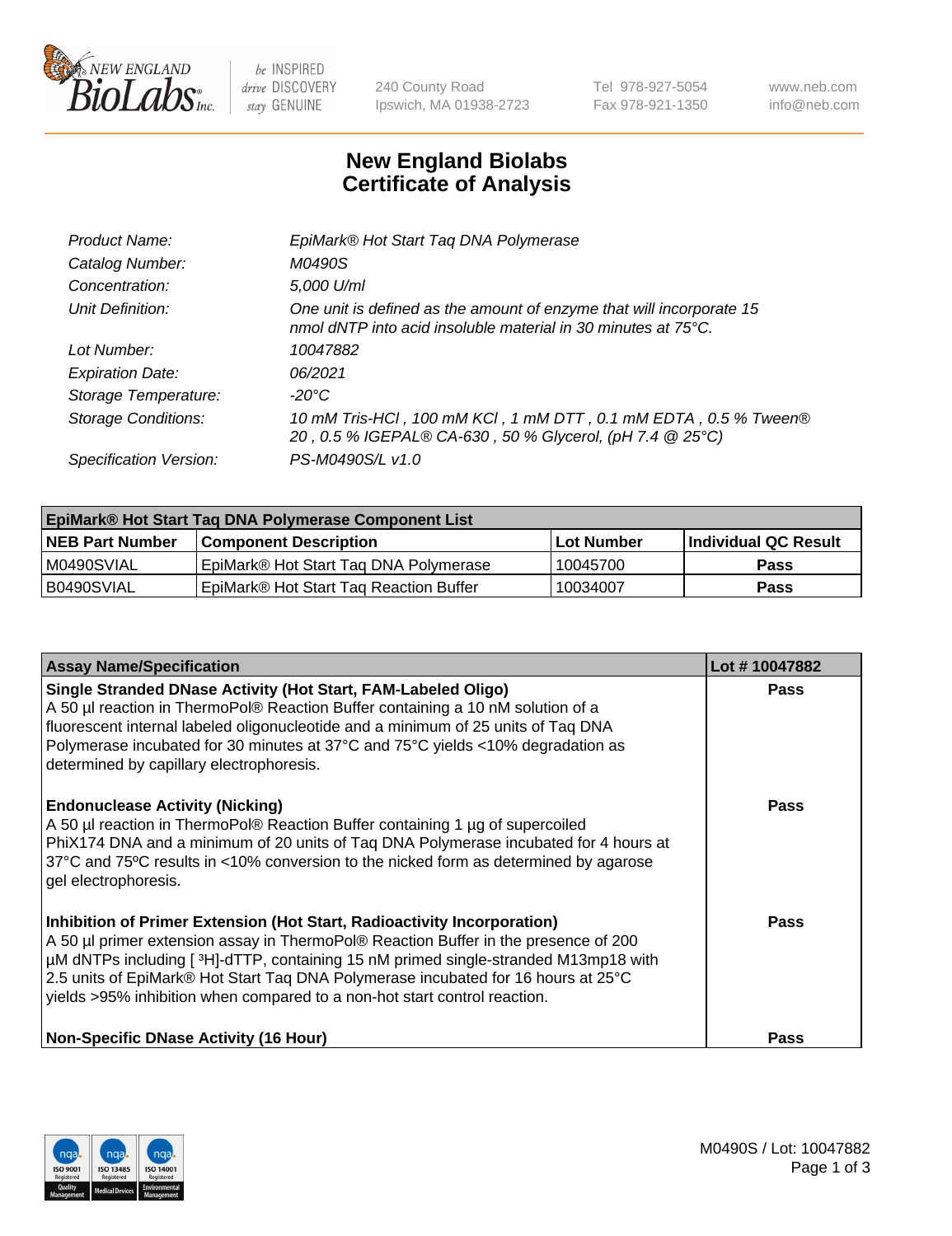# New England Biolabs Certificate of Analysis

| | |
|---|---|
| *Product Name:* | *EpiMark® Hot Start Taq DNA Polymerase* |
| *Catalog Number:* | *M0490S* |
| *Concentration:* | *5,000 U/ml* |
| *Unit Definition:* | *One unit is defined as the amount of enzyme that will incorporate 15 nmol dNTP into acid insoluble material in 30 minutes at 75°C.* |
| *Lot Number:* | *10047882* |
| *Expiration Date:* | *06/2021* |
| *Storage Temperature:* | *-20°C* |
| *Storage Conditions:* | *10 mM Tris-HCl , 100 mM KCl , 1 mM DTT , 0.1 mM EDTA , 0.5 % Tween® 20 , 0.5 % IGEPAL® CA-630 , 50 % Glycerol, (pH 7.4 @ 25°C)* |
| *Specification Version:* | *PS-M0490S/L v1.0* |

| **EpiMark® Hot Start Taq DNA Polymerase Component List** | | | |
|---|---|---|---|
| **NEB Part Number** | **Component Description** | **Lot Number** | **Individual QC Result** |
| M0490SVIAL | EpiMark® Hot Start Taq DNA Polymerase | 10045700 | **Pass** |
| B0490SVIAL | EpiMark® Hot Start Taq Reaction Buffer | 10034007 | **Pass** |

| **Assay Name/Specification** | **Lot # 10047882** |
|---|---|
| **Single Stranded DNase Activity (Hot Start, FAM-Labeled Oligo)** A 50 µl reaction in ThermoPol® Reaction Buffer containing a 10 nM solution of a fluorescent internal labeled oligonucleotide and a minimum of 25 units of Taq DNA Polymerase incubated for 30 minutes at 37°C and 75°C yields <10% degradation as determined by capillary electrophoresis. | **Pass** |
| **Endonuclease Activity (Nicking)** A 50 µl reaction in ThermoPol® Reaction Buffer containing 1 µg of supercoiled PhiX174 DNA and a minimum of 20 units of Taq DNA Polymerase incubated for 4 hours at 37°C and 75ºC results in <10% conversion to the nicked form as determined by agarose gel electrophoresis. | **Pass** |
| **Inhibition of Primer Extension (Hot Start, Radioactivity Incorporation)** A 50 µl primer extension assay in ThermoPol® Reaction Buffer in the presence of 200 µM dNTPs including [ $^3$H]-dTTP, containing 15 nM primed single-stranded M13mp18 with 2.5 units of EpiMark® Hot Start Taq DNA Polymerase incubated for 16 hours at 25°C yields >95% inhibition when compared to a non-hot start control reaction. | **Pass** |
| **Non-Specific DNase Activity (16 Hour)** | **Pass** |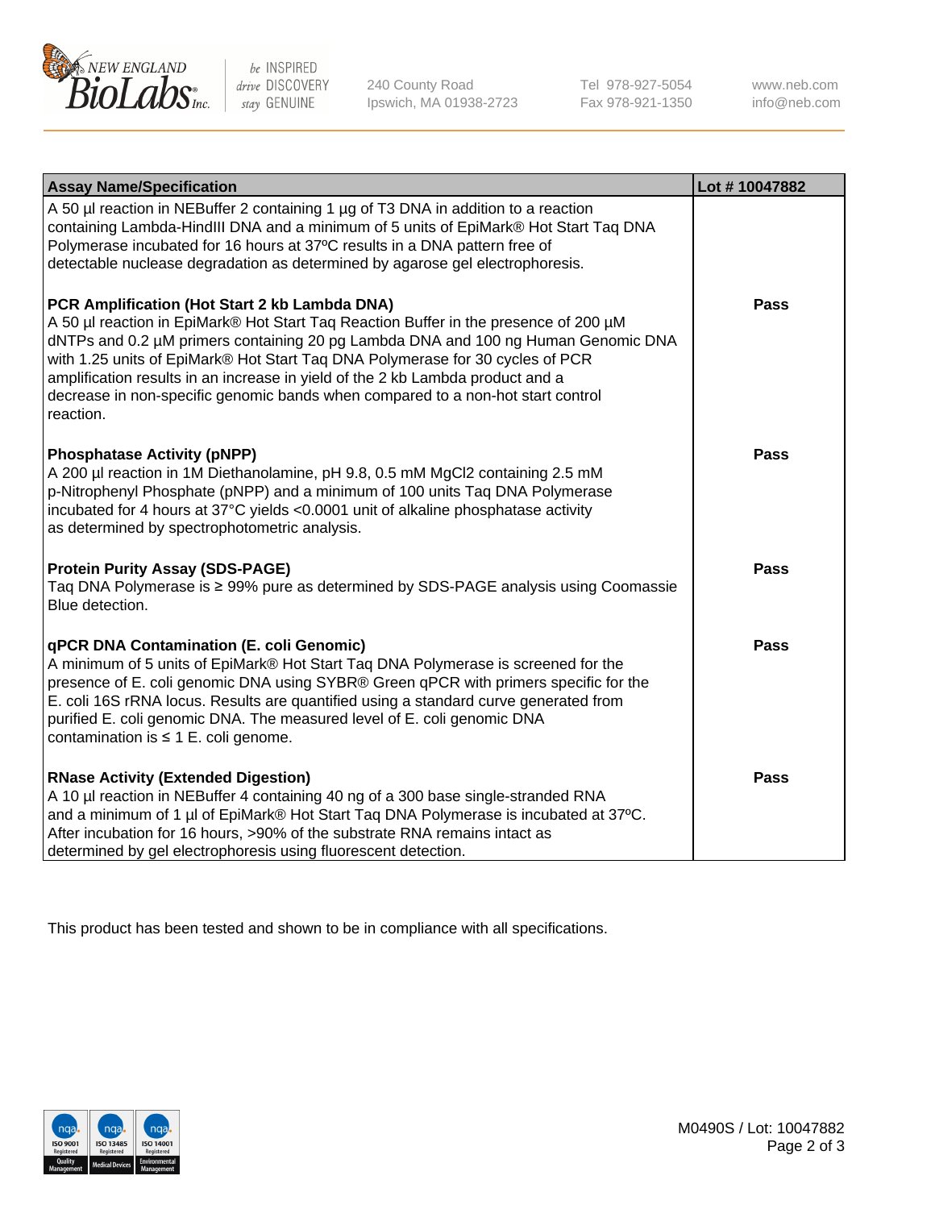| Assay Name/Specification | Lot # 10047882 |
| --- | --- |
| A 50 µl reaction in NEBuffer 2 containing 1 µg of T3 DNA in addition to a reaction containing Lambda-HindIII DNA and a minimum of 5 units of EpiMark® Hot Start Taq DNA Polymerase incubated for 16 hours at 37ºC results in a DNA pattern free of detectable nuclease degradation as determined by agarose gel electrophoresis. | |
| **PCR Amplification (Hot Start 2 kb Lambda DNA)**<br>A 50 µl reaction in EpiMark® Hot Start Taq Reaction Buffer in the presence of 200 µM dNTPs and 0.2 µM primers containing 20 pg Lambda DNA and 100 ng Human Genomic DNA with 1.25 units of EpiMark® Hot Start Taq DNA Polymerase for 30 cycles of PCR amplification results in an increase in yield of the 2 kb Lambda product and a decrease in non-specific genomic bands when compared to a non-hot start control reaction. | **Pass** |
| **Phosphatase Activity (pNPP)**<br>A 200 µl reaction in 1M Diethanolamine, pH 9.8, 0.5 mM $MgCl_2$ containing 2.5 mM p-Nitrophenyl Phosphate (pNPP) and a minimum of 100 units Taq DNA Polymerase incubated for 4 hours at 37°C yields <0.0001 unit of alkaline phosphatase activity as determined by spectrophotometric analysis. | **Pass** |
| **Protein Purity Assay (SDS-PAGE)**<br>Taq DNA Polymerase is ≥ 99% pure as determined by SDS-PAGE analysis using Coomassie Blue detection. | **Pass** |
| **qPCR DNA Contamination (E. coli Genomic)**<br>A minimum of 5 units of EpiMark® Hot Start Taq DNA Polymerase is screened for the presence of E. coli genomic DNA using SYBR® Green qPCR with primers specific for the E. coli 16S rRNA locus. Results are quantified using a standard curve generated from purified E. coli genomic DNA. The measured level of E. coli genomic DNA contamination is ≤ 1 E. coli genome. | **Pass** |
| **RNase Activity (Extended Digestion)**<br>A 10 µl reaction in NEBuffer 4 containing 40 ng of a 300 base single-stranded RNA and a minimum of 1 µl of EpiMark® Hot Start Taq DNA Polymerase is incubated at 37ºC. After incubation for 16 hours, >90% of the substrate RNA remains intact as determined by gel electrophoresis using fluorescent detection. | **Pass** |

This product has been tested and shown to be in compliance with all specifications.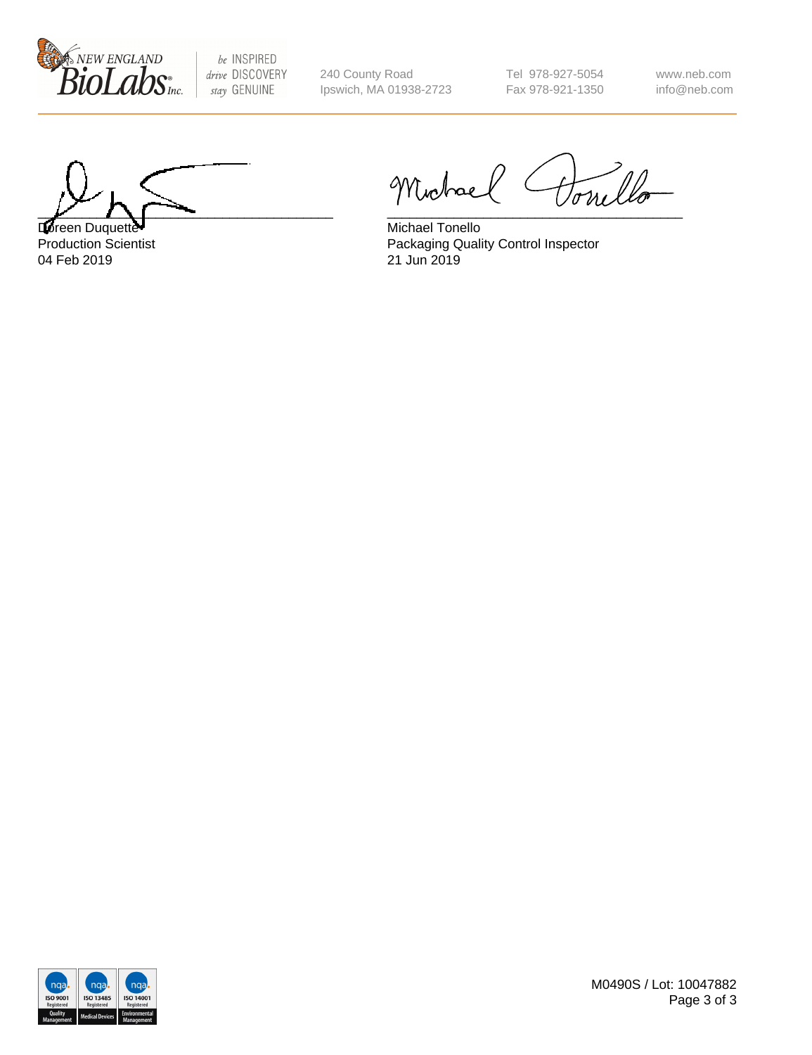Doreen Duquette
Production Scientist
04 Feb 2019

Michael Tonello
Packaging Quality Control Inspector
21 Jun 2019

M0490S / Lot: 10047882